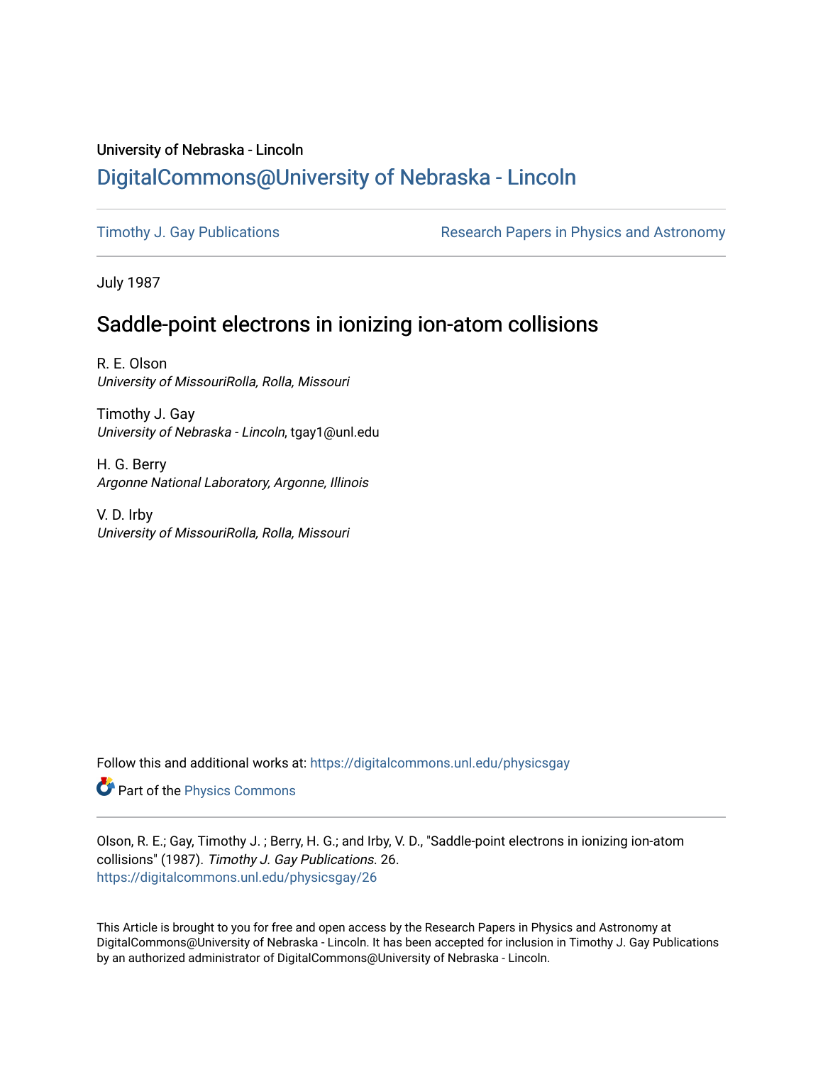University of Nebraska - Lincoln

# DigitalCommons@University of Nebraska - Lincoln

Timothy J. Gay Publications | Research Papers in Physics and Astronomy

July 1987

## Saddle-point electrons in ionizing ion-atom collisions

R. E. Olson
*University of MissouriRolla, Rolla, Missouri*

Timothy J. Gay
*University of Nebraska - Lincoln*, tgay1@unl.edu

H. G. Berry
*Argonne National Laboratory, Argonne, Illinois*

V. D. Irby
*University of MissouriRolla, Rolla, Missouri*

Follow this and additional works at: https://digitalcommons.unl.edu/physicsgay

Part of the Physics Commons

Olson, R. E.; Gay, Timothy J. ; Berry, H. G.; and Irby, V. D., "Saddle-point electrons in ionizing ion-atom collisions" (1987). *Timothy J. Gay Publications*. 26.
https://digitalcommons.unl.edu/physicsgay/26

This Article is brought to you for free and open access by the Research Papers in Physics and Astronomy at DigitalCommons@University of Nebraska - Lincoln. It has been accepted for inclusion in Timothy J. Gay Publications by an authorized administrator of DigitalCommons@University of Nebraska - Lincoln.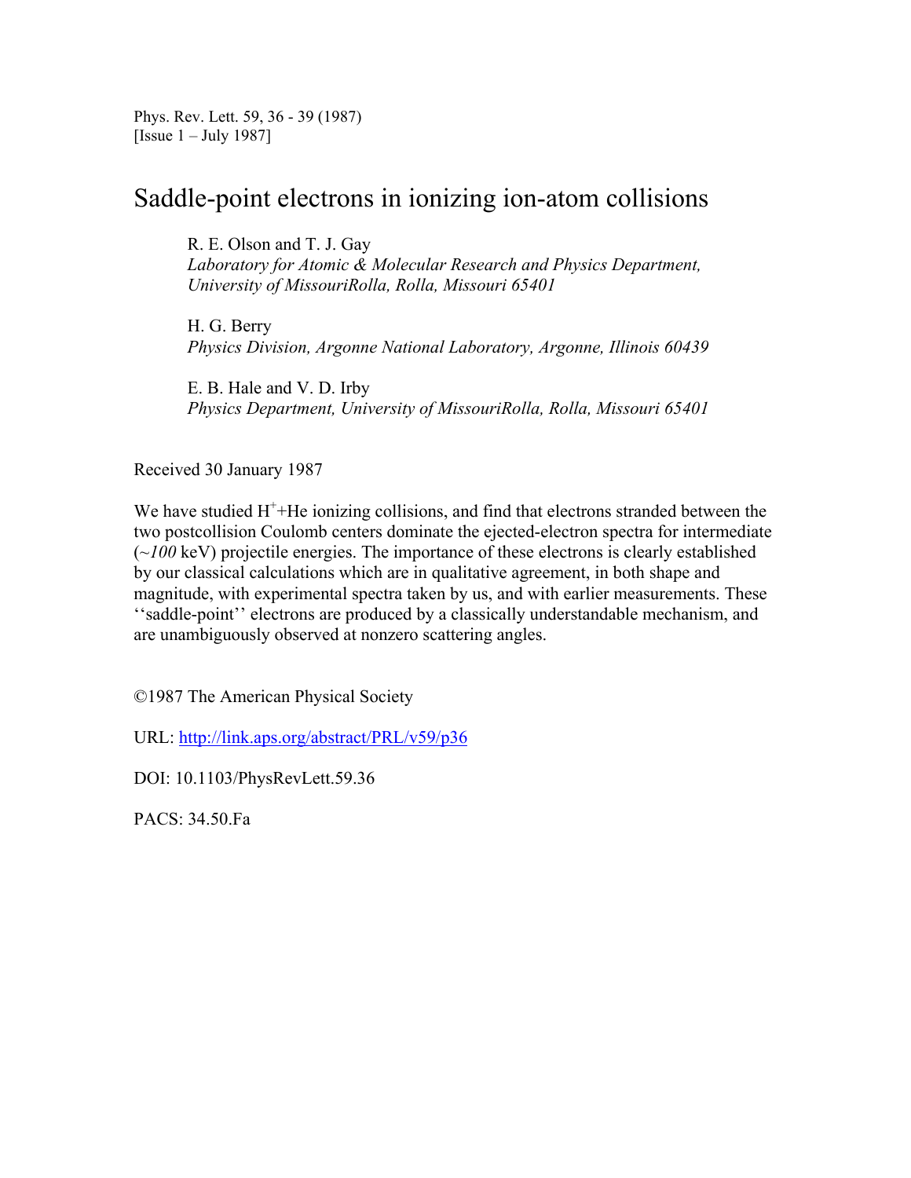Phys. Rev. Lett. 59, 36 - 39 (1987)
[Issue 1 – July 1987]

# Saddle-point electrons in ionizing ion-atom collisions

R. E. Olson and T. J. Gay
*Laboratory for Atomic & Molecular Research and Physics Department, University of MissouriRolla, Rolla, Missouri 65401*

H. G. Berry
*Physics Division, Argonne National Laboratory, Argonne, Illinois 60439*

E. B. Hale and V. D. Irby
*Physics Department, University of MissouriRolla, Rolla, Missouri 65401*

Received 30 January 1987

We have studied $H^+$+He ionizing collisions, and find that electrons stranded between the two postcollision Coulomb centers dominate the ejected-electron spectra for intermediate (~*100* keV) projectile energies. The importance of these electrons is clearly established by our classical calculations which are in qualitative agreement, in both shape and magnitude, with experimental spectra taken by us, and with earlier measurements. These ''saddle-point'' electrons are produced by a classically understandable mechanism, and are unambiguously observed at nonzero scattering angles.

©1987 The American Physical Society

URL: http://link.aps.org/abstract/PRL/v59/p36

DOI: 10.1103/PhysRevLett.59.36

PACS: 34.50.Fa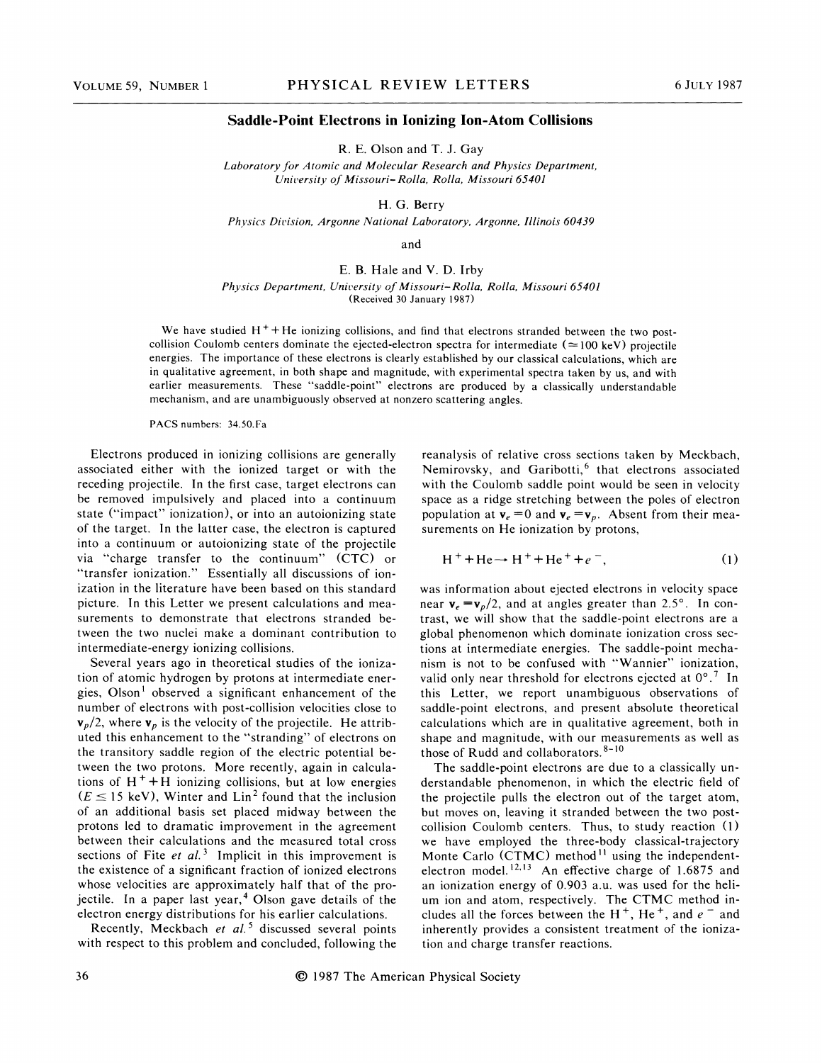## Saddle-Point Electrons in Ionizing Ion-Atom Collisions

R. E. Olson and T. J. Gay

*Laboratory for Atomic and Molecular Research and Physics Department, University of Missouri–Rolla, Rolla, Missouri 65401*

H. G. Berry

*Physics Division, Argonne National Laboratory, Argonne, Illinois 60439*

and

E. B. Hale and V. D. Irby

*Physics Department, University of Missouri–Rolla, Rolla, Missouri 65401*
(Received 30 January 1987)

We have studied $H^+ + He$ ionizing collisions, and find that electrons stranded between the two post-collision Coulomb centers dominate the ejected-electron spectra for intermediate ($\simeq 100$ keV) projectile energies. The importance of these electrons is clearly established by our classical calculations, which are in qualitative agreement, in both shape and magnitude, with experimental spectra taken by us, and with earlier measurements. These "saddle-point" electrons are produced by a classically understandable mechanism, and are unambiguously observed at nonzero scattering angles.

PACS numbers: 34.50.Fa

Electrons produced in ionizing collisions are generally associated either with the ionized target or with the receding projectile. In the first case, target electrons can be removed impulsively and placed into a continuum state ("impact" ionization), or into an autoionizing state of the target. In the latter case, the electron is captured into a continuum or autoionizing state of the projectile via "charge transfer to the continuum" (CTC) or "transfer ionization." Essentially all discussions of ionization in the literature have been based on this standard picture. In this Letter we present calculations and measurements to demonstrate that electrons stranded between the two nuclei make a dominant contribution to intermediate-energy ionizing collisions.

Several years ago in theoretical studies of the ionization of atomic hydrogen by protons at intermediate energies, Olson[1] observed a significant enhancement of the number of electrons with post-collision velocities close to $\mathbf{v}_p/2$, where $\mathbf{v}_p$ is the velocity of the projectile. He attributed this enhancement to the "stranding" of electrons on the transitory saddle region of the electric potential between the two protons. More recently, again in calculations of $H^+ + H$ ionizing collisions, but at low energies ($E \leq 15$ keV), Winter and Lin[2] found that the inclusion of an additional basis set placed midway between the protons led to dramatic improvement in the agreement between their calculations and the measured total cross sections of Fite *et al.*[3] Implicit in this improvement is the existence of a significant fraction of ionized electrons whose velocities are approximately half that of the projectile. In a paper last year,[4] Olson gave details of the electron energy distributions for his earlier calculations.

Recently, Meckbach *et al.*[5] discussed several points with respect to this problem and concluded, following the reanalysis of relative cross sections taken by Meckbach, Nemirovsky, and Garibotti,[6] that electrons associated with the Coulomb saddle point would be seen in velocity space as a ridge stretching between the poles of electron population at $\mathbf{v}_e = 0$ and $\mathbf{v}_e = \mathbf{v}_p$. Absent from their measurements on He ionization by protons,

$$H^+ + He \to H^+ + He^+ + e^-, \tag{1}$$

was information about ejected electrons in velocity space near $\mathbf{v}_e = \mathbf{v}_p/2$, and at angles greater than 2.5°. In contrast, we will show that the saddle-point electrons are a global phenomenon which dominate ionization cross sections at intermediate energies. The saddle-point mechanism is not to be confused with "Wannier" ionization, valid only near threshold for electrons ejected at 0°.[7] In this Letter, we report unambiguous observations of saddle-point electrons, and present absolute theoretical calculations which are in qualitative agreement, both in shape and magnitude, with our measurements as well as those of Rudd and collaborators.[8-10]

The saddle-point electrons are due to a classically understandable phenomenon, in which the electric field of the projectile pulls the electron out of the target atom, but moves on, leaving it stranded between the two post-collision Coulomb centers. Thus, to study reaction (1) we have employed the three-body classical-trajectory Monte Carlo (CTMC) method[11] using the independent-electron model.[12,13] An effective charge of 1.6875 and an ionization energy of 0.903 a.u. was used for the helium ion and atom, respectively. The CTMC method includes all the forces between the $H^+$, $He^+$, and $e^-$ and inherently provides a consistent treatment of the ionization and charge transfer reactions.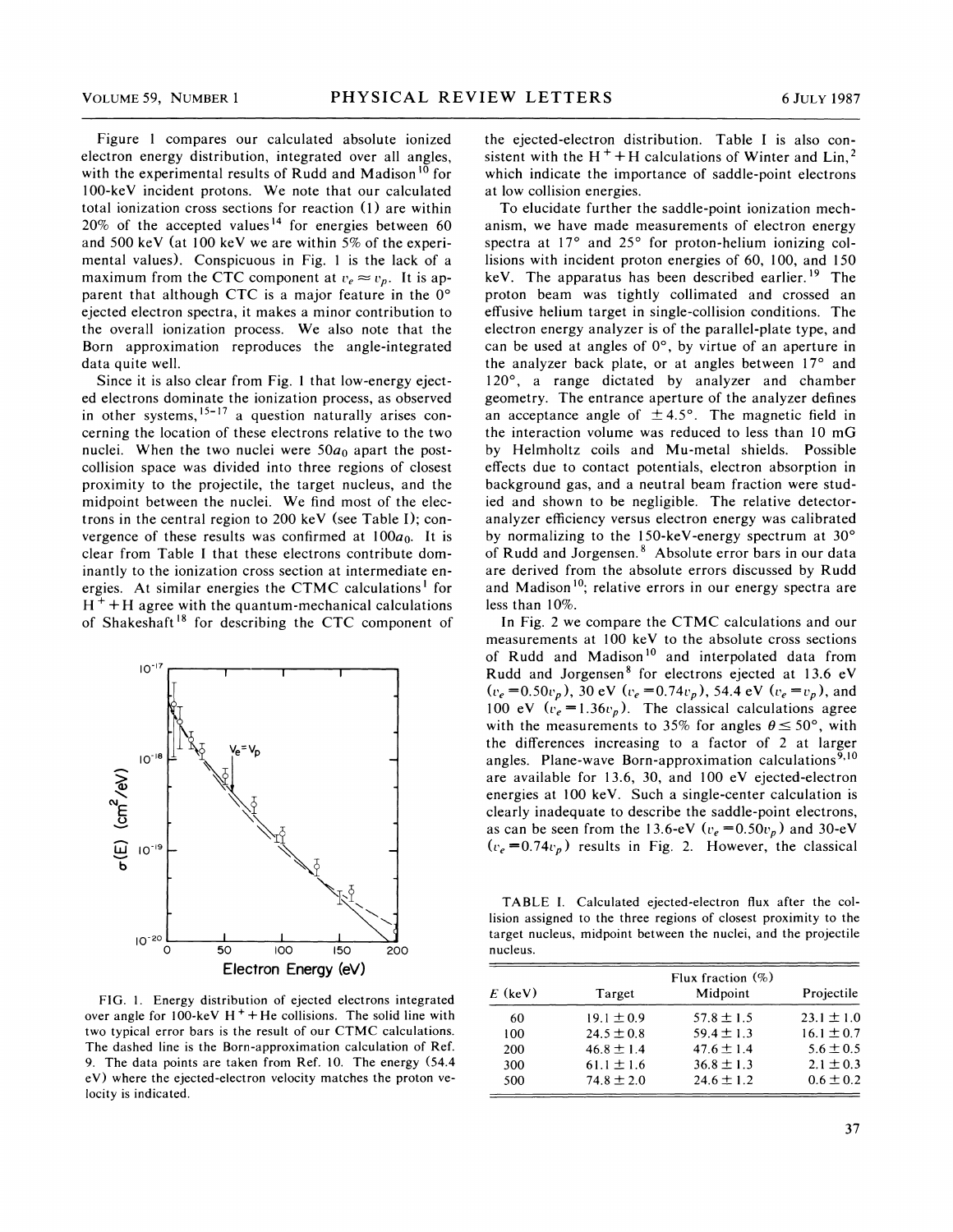Figure 1 compares our calculated absolute ionized electron energy distribution, integrated over all angles, with the experimental results of Rudd and Madison[10] for 100-keV incident protons. We note that our calculated total ionization cross sections for reaction (1) are within 20% of the accepted values[14] for energies between 60 and 500 keV (at 100 keV we are within 5% of the experimental values). Conspicuous in Fig. 1 is the lack of a maximum from the CTC component at $v_e \approx v_p$. It is apparent that although CTC is a major feature in the 0° ejected electron spectra, it makes a minor contribution to the overall ionization process. We also note that the Born approximation reproduces the angle-integrated data quite well.

Since it is also clear from Fig. 1 that low-energy ejected electrons dominate the ionization process, as observed in other systems,[15-17] a question naturally arises concerning the location of these electrons relative to the two nuclei. When the two nuclei were $50a_0$ apart the post-collision space was divided into three regions of closest proximity to the projectile, the target nucleus, and the midpoint between the nuclei. We find most of the electrons in the central region to 200 keV (see Table I); convergence of these results was confirmed at $100a_0$. It is clear from Table I that these electrons contribute dominantly to the ionization cross section at intermediate energies. At similar energies the CTMC calculations[1] for $H^+ + H$ agree with the quantum-mechanical calculations of Shakeshaft[18] for describing the CTC component of the ejected-electron distribution. Table I is also consistent with the $H^+ + H$ calculations of Winter and Lin,[2] which indicate the importance of saddle-point electrons at low collision energies.

FIG. 1. Energy distribution of ejected electrons integrated over angle for 100-keV $H^+ + He$ collisions. The solid line with two typical error bars is the result of our CTMC calculations. The dashed line is the Born-approximation calculation of Ref. 9. The data points are taken from Ref. 10. The energy (54.4 eV) where the ejected-electron velocity matches the proton velocity is indicated.

To elucidate further the saddle-point ionization mechanism, we have made measurements of electron energy spectra at 17° and 25° for proton-helium ionizing collisions with incident proton energies of 60, 100, and 150 keV. The apparatus has been described earlier.[19] The proton beam was tightly collimated and crossed an effusive helium target in single-collision conditions. The electron energy analyzer is of the parallel-plate type, and can be used at angles of 0°, by virtue of an aperture in the analyzer back plate, or at angles between 17° and 120°, a range dictated by analyzer and chamber geometry. The entrance aperture of the analyzer defines an acceptance angle of ±4.5°. The magnetic field in the interaction volume was reduced to less than 10 mG by Helmholtz coils and Mu-metal shields. Possible effects due to contact potentials, electron absorption in background gas, and a neutral beam fraction were studied and shown to be negligible. The relative detector-analyzer efficiency versus electron energy was calibrated by normalizing to the 150-keV-energy spectrum at 30° of Rudd and Jorgensen.[8] Absolute error bars in our data are derived from the absolute errors discussed by Rudd and Madison[10]; relative errors in our energy spectra are less than 10%.

In Fig. 2 we compare the CTMC calculations and our measurements at 100 keV to the absolute cross sections of Rudd and Madison[10] and interpolated data from Rudd and Jorgensen[8] for electrons ejected at 13.6 eV ($v_e = 0.50 v_p$), 30 eV ($v_e = 0.74 v_p$), 54.4 eV ($v_e = v_p$), and 100 eV ($v_e = 1.36 v_p$). The classical calculations agree with the measurements to 35% for angles $\theta \leq 50°$, with the differences increasing to a factor of 2 at larger angles. Plane-wave Born-approximation calculations[9,10] are available for 13.6, 30, and 100 eV ejected-electron energies at 100 keV. Such a single-center calculation is clearly inadequate to describe the saddle-point electrons, as can be seen from the 13.6-eV ($v_e = 0.50 v_p$) and 30-eV ($v_e = 0.74 v_p$) results in Fig. 2. However, the classical

TABLE I. Calculated ejected-electron flux after the collision assigned to the three regions of closest proximity to the target nucleus, midpoint between the nuclei, and the projectile nucleus.

| | Flux fraction (%) | | |
|---|---|---|---|
| $E$ (keV) | Target | Midpoint | Projectile |
| 60 | 19.1 ± 0.9 | 57.8 ± 1.5 | 23.1 ± 1.0 |
| 100 | 24.5 ± 0.8 | 59.4 ± 1.3 | 16.1 ± 0.7 |
| 200 | 46.8 ± 1.4 | 47.6 ± 1.4 | 5.6 ± 0.5 |
| 300 | 61.1 ± 1.6 | 36.8 ± 1.3 | 2.1 ± 0.3 |
| 500 | 74.8 ± 2.0 | 24.6 ± 1.2 | 0.6 ± 0.2 |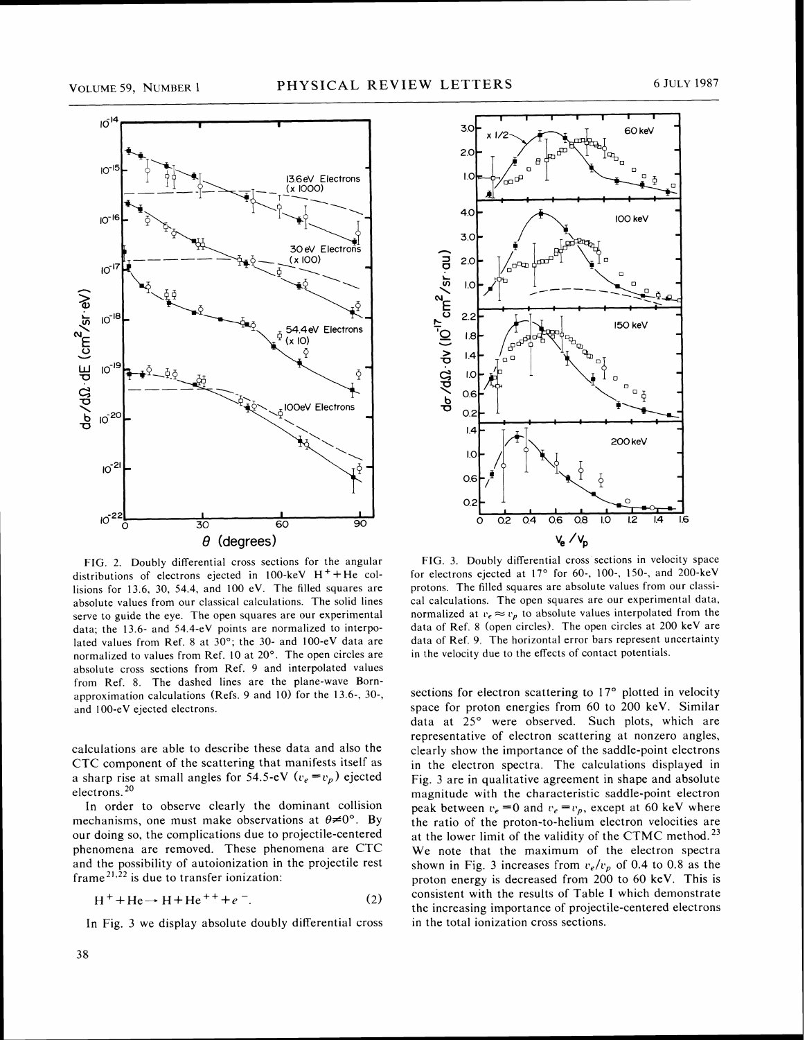FIG. 2. Doubly differential cross sections for the angular distributions of electrons ejected in 100-keV $H^+ + He$ collisions for 13.6, 30, 54.4, and 100 eV. The filled squares are absolute values from our classical calculations. The solid lines serve to guide the eye. The open squares are our experimental data; the 13.6- and 54.4-eV points are normalized to interpolated values from Ref. 8 at 30°; the 30- and 100-eV data are normalized to values from Ref. 10 at 20°. The open circles are absolute cross sections from Ref. 9 and interpolated values from Ref. 8. The dashed lines are the plane-wave Born-approximation calculations (Refs. 9 and 10) for the 13.6-, 30-, and 100-eV ejected electrons.

FIG. 3. Doubly differential cross sections in velocity space for electrons ejected at 17° for 60-, 100-, 150-, and 200-keV protons. The filled squares are absolute values from our classical calculations. The open squares are our experimental data, normalized at $v_e \approx v_p$ to absolute values interpolated from the data of Ref. 8 (open circles). The open circles at 200 keV are data of Ref. 9. The horizontal error bars represent uncertainty in the velocity due to the effects of contact potentials.

calculations are able to describe these data and also the CTC component of the scattering that manifests itself as a sharp rise at small angles for 54.5-eV ($v_e = v_p$) ejected electrons.[20]

In order to observe clearly the dominant collision mechanisms, one must make observations at $\theta \neq 0°$. By our doing so, the complications due to projectile-centered phenomena are removed. These phenomena are CTC and the possibility of autoionization in the projectile rest frame[21,22] is due to transfer ionization:

$$H^+ + He \rightarrow H + He^{++} + e^-. \tag{2}$$

In Fig. 3 we display absolute doubly differential cross sections for electron scattering to 17° plotted in velocity space for proton energies from 60 to 200 keV. Similar data at 25° were observed. Such plots, which are representative of electron scattering at nonzero angles, clearly show the importance of the saddle-point electrons in the electron spectra. The calculations displayed in Fig. 3 are in qualitative agreement in shape and absolute magnitude with the characteristic saddle-point electron peak between $v_e = 0$ and $v_e = v_p$, except at 60 keV where the ratio of the proton-to-helium electron velocities are at the lower limit of the validity of the CTMC method.[23] We note that the maximum of the electron spectra shown in Fig. 3 increases from $v_e/v_p$ of 0.4 to 0.8 as the proton energy is decreased from 200 to 60 keV. This is consistent with the results of Table I which demonstrate the increasing importance of projectile-centered electrons in the total ionization cross sections.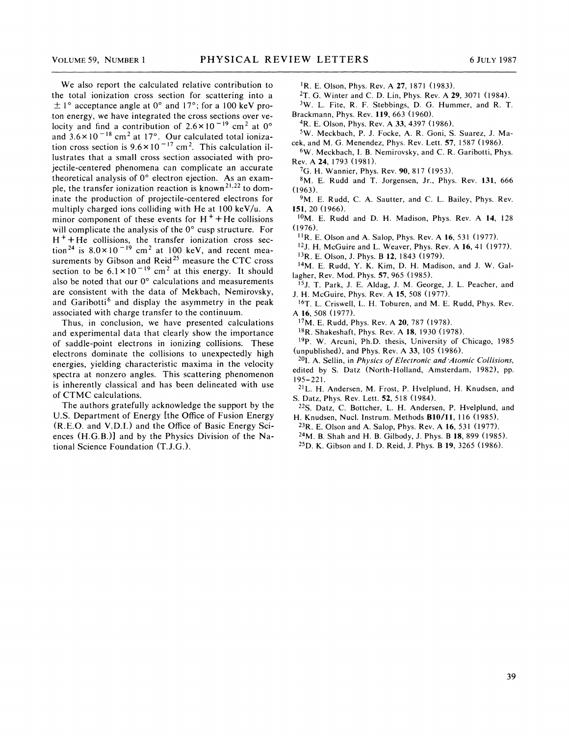We also report the calculated relative contribution to the total ionization cross section for scattering into a $\pm 1°$ acceptance angle at 0° and 17°; for a 100 keV proton energy, we have integrated the cross sections over velocity and find a contribution of $2.6 \times 10^{-19}$ cm$^2$ at 0° and $3.6 \times 10^{-18}$ cm$^2$ at 17°. Our calculated total ionization cross section is $9.6 \times 10^{-17}$ cm$^2$. This calculation illustrates that a small cross section associated with projectile-centered phenomena can complicate an accurate theoretical analysis of 0° electron ejection. As an example, the transfer ionization reaction is known[21,22] to dominate the production of projectile-centered electrons for multiply charged ions colliding with He at 100 keV/u. A minor component of these events for $H^+ + He$ collisions will complicate the analysis of the 0° cusp structure. For $H^+ + He$ collisions, the transfer ionization cross section[24] is $8.0 \times 10^{-19}$ cm$^2$ at 100 keV, and recent measurements by Gibson and Reid[25] measure the CTC cross section to be $6.1 \times 10^{-19}$ cm$^2$ at this energy. It should also be noted that our 0° calculations and measurements are consistent with the data of Mekbach, Nemirovsky, and Garibotti[6] and display the asymmetry in the peak associated with charge transfer to the continuum.

Thus, in conclusion, we have presented calculations and experimental data that clearly show the importance of saddle-point electrons in ionizing collisions. These electrons dominate the collisions to unexpectedly high energies, yielding characteristic maxima in the velocity spectra at nonzero angles. This scattering phenomenon is inherently classical and has been delineated with use of CTMC calculations.

The authors gratefully acknowledge the support by the U.S. Department of Energy [the Office of Fusion Energy (R.E.O. and V.D.I.) and the Office of Basic Energy Sciences (H.G.B.)] and by the Physics Division of the National Science Foundation (T.J.G.).

[1] R. E. Olson, Phys. Rev. A **27**, 1871 (1983).

[2] T. G. Winter and C. D. Lin, Phys. Rev. A **29**, 3071 (1984).

[3] W. L. Fite, R. F. Stebbings, D. G. Hummer, and R. T. Brackmann, Phys. Rev. **119**, 663 (1960).

[4] R. E. Olson, Phys. Rev. A **33**, 4397 (1986).

[5] W. Meckbach, P. J. Focke, A. R. Goni, S. Suarez, J. Macek, and M. G. Menendez, Phys. Rev. Lett. **57**, 1587 (1986).

[6] W. Meckbach, I. B. Nemirovsky, and C. R. Garibotti, Phys. Rev. A **24**, 1793 (1981).

[7] G. H. Wannier, Phys. Rev. **90**, 817 (1953).

[8] M. E. Rudd and T. Jorgensen, Jr., Phys. Rev. **131**, 666 (1963).

[9] M. E. Rudd, C. A. Sautter, and C. L. Bailey, Phys. Rev. **151**, 20 (1966).

[10] M. E. Rudd and D. H. Madison, Phys. Rev. A **14**, 128 (1976).

[11] R. E. Olson and A. Salop, Phys. Rev. A **16**, 531 (1977).

[12] J. H. McGuire and L. Weaver, Phys. Rev. A **16**, 41 (1977).

[13] R. E. Olson, J. Phys. B **12**, 1843 (1979).

[14] M. E. Rudd, Y. K. Kim, D. H. Madison, and J. W. Gallagher, Rev. Mod. Phys. **57**, 965 (1985).

[15] J. T. Park, J. E. Aldag, J. M. George, J. L. Peacher, and J. H. McGuire, Phys. Rev. A **15**, 508 (1977).

[16] T. L. Criswell, L. H. Toburen, and M. E. Rudd, Phys. Rev. A **16**, 508 (1977).

[17] M. E. Rudd, Phys. Rev. A **20**, 787 (1978).

[18] R. Shakeshaft, Phys. Rev. A **18**, 1930 (1978).

[19] P. W. Arcuni, Ph.D. thesis, University of Chicago, 1985 (unpublished), and Phys. Rev. A **33**, 105 (1986).

[20] I. A. Sellin, in *Physics of Electronic and Atomic Collisions,* edited by S. Datz (North-Holland, Amsterdam, 1982), pp. 195–221.

[21] L. H. Andersen, M. Frost, P. Hvelplund, H. Knudsen, and S. Datz, Phys. Rev. Lett. **52**, 518 (1984).

[22] S. Datz, C. Bottcher, L. H. Andersen, P. Hvelplund, and H. Knudsen, Nucl. Instrum. Methods **B10/11**, 116 (1985).

[23] R. E. Olson and A. Salop, Phys. Rev. A **16**, 531 (1977).

[24] M. B. Shah and H. B. Gilbody, J. Phys. B **18**, 899 (1985).

[25] D. K. Gibson and I. D. Reid, J. Phys. B **19**, 3265 (1986).